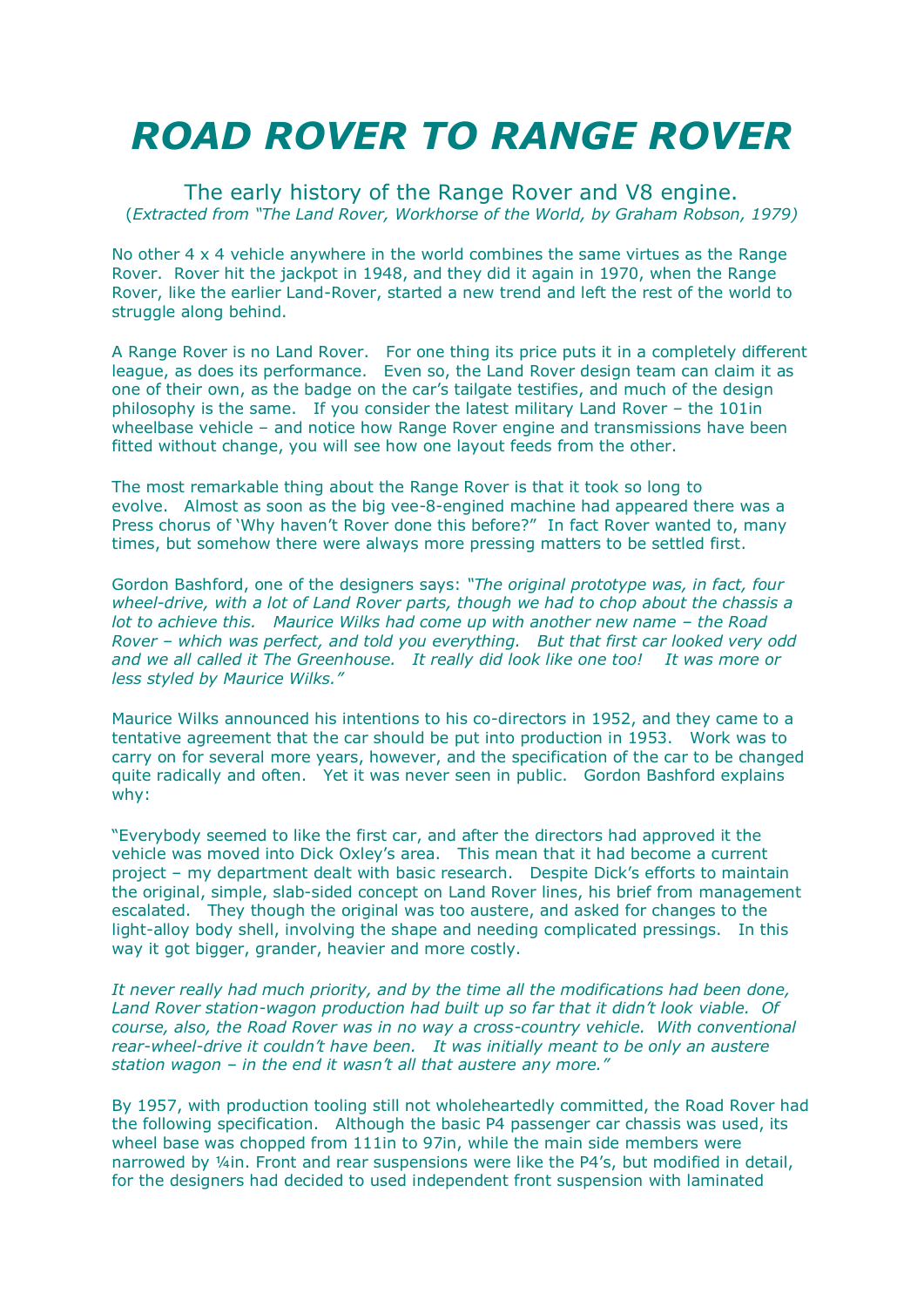# *ROAD ROVER TO RANGE ROVER*

## The early history of the Range Rover and V8 engine.

(*Extracted from "The Land Rover, Workhorse of the World, by Graham Robson, 1979)*

No other 4 x 4 vehicle anywhere in the world combines the same virtues as the Range Rover. Rover hit the jackpot in 1948, and they did it again in 1970, when the Range Rover, like the earlier Land-Rover, started a new trend and left the rest of the world to struggle along behind.

A Range Rover is no Land Rover. For one thing its price puts it in a completely different league, as does its performance. Even so, the Land Rover design team can claim it as one of their own, as the badge on the car's tailgate testifies, and much of the design philosophy is the same. If you consider the latest military Land Rover – the 101in wheelbase vehicle – and notice how Range Rover engine and transmissions have been fitted without change, you will see how one layout feeds from the other.

The most remarkable thing about the Range Rover is that it took so long to evolve. Almost as soon as the big vee-8-engined machine had appeared there was a Press chorus of 'Why haven't Rover done this before?" In fact Rover wanted to, many times, but somehow there were always more pressing matters to be settled first.

Gordon Bashford, one of the designers says: *"The original prototype was, in fact, four wheel-drive, with a lot of Land Rover parts, though we had to chop about the chassis a lot to achieve this. Maurice Wilks had come up with another new name – the Road Rover – which was perfect, and told you everything. But that first car looked very odd and we all called it The Greenhouse. It really did look like one too! It was more or less styled by Maurice Wilks."*

Maurice Wilks announced his intentions to his co-directors in 1952, and they came to a tentative agreement that the car should be put into production in 1953. Work was to carry on for several more years, however, and the specification of the car to be changed quite radically and often. Yet it was never seen in public. Gordon Bashford explains why:

"Everybody seemed to like the first car, and after the directors had approved it the vehicle was moved into Dick Oxley's area. This mean that it had become a current project – my department dealt with basic research. Despite Dick's efforts to maintain the original, simple, slab-sided concept on Land Rover lines, his brief from management escalated. They though the original was too austere, and asked for changes to the light-alloy body shell, involving the shape and needing complicated pressings. In this way it got bigger, grander, heavier and more costly.

*It never really had much priority, and by the time all the modifications had been done, Land Rover station-wagon production had built up so far that it didn't look viable. Of course, also, the Road Rover was in no way a cross-country vehicle. With conventional rear-wheel-drive it couldn't have been. It was initially meant to be only an austere station wagon – in the end it wasn't all that austere any more."*

By 1957, with production tooling still not wholeheartedly committed, the Road Rover had the following specification. Although the basic P4 passenger car chassis was used, its wheel base was chopped from 111in to 97in, while the main side members were narrowed by ¼in. Front and rear suspensions were like the P4's, but modified in detail, for the designers had decided to used independent front suspension with laminated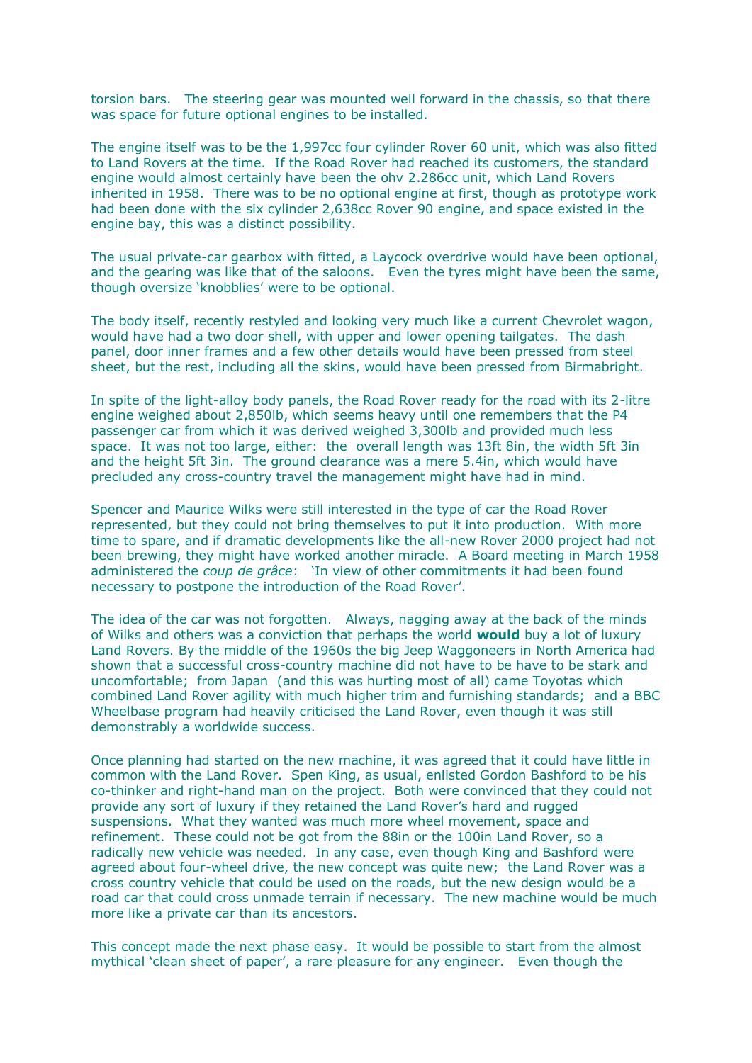torsion bars. The steering gear was mounted well forward in the chassis, so that there was space for future optional engines to be installed.

The engine itself was to be the 1,997cc four cylinder Rover 60 unit, which was also fitted to Land Rovers at the time. If the Road Rover had reached its customers, the standard engine would almost certainly have been the ohv 2.286cc unit, which Land Rovers inherited in 1958. There was to be no optional engine at first, though as prototype work had been done with the six cylinder 2,638cc Rover 90 engine, and space existed in the engine bay, this was a distinct possibility.

The usual private-car gearbox with fitted, a Laycock overdrive would have been optional, and the gearing was like that of the saloons. Even the tyres might have been the same, though oversize 'knobblies' were to be optional.

The body itself, recently restyled and looking very much like a current Chevrolet wagon, would have had a two door shell, with upper and lower opening tailgates. The dash panel, door inner frames and a few other details would have been pressed from steel sheet, but the rest, including all the skins, would have been pressed from Birmabright.

In spite of the light-alloy body panels, the Road Rover ready for the road with its 2-litre engine weighed about 2,850lb, which seems heavy until one remembers that the P4 passenger car from which it was derived weighed 3,300lb and provided much less space. It was not too large, either: the overall length was 13ft 8in, the width 5ft 3in and the height 5ft 3in. The ground clearance was a mere 5.4in, which would have precluded any cross-country travel the management might have had in mind.

Spencer and Maurice Wilks were still interested in the type of car the Road Rover represented, but they could not bring themselves to put it into production. With more time to spare, and if dramatic developments like the all-new Rover 2000 project had not been brewing, they might have worked another miracle. A Board meeting in March 1958 administered the *coup de grâce*: 'In view of other commitments it had been found necessary to postpone the introduction of the Road Rover'.

The idea of the car was not forgotten. Always, nagging away at the back of the minds of Wilks and others was a conviction that perhaps the world **would** buy a lot of luxury Land Rovers. By the middle of the 1960s the big Jeep Waggoneers in North America had shown that a successful cross-country machine did not have to be have to be stark and uncomfortable; from Japan (and this was hurting most of all) came Toyotas which combined Land Rover agility with much higher trim and furnishing standards; and a BBC Wheelbase program had heavily criticised the Land Rover, even though it was still demonstrably a worldwide success.

Once planning had started on the new machine, it was agreed that it could have little in common with the Land Rover. Spen King, as usual, enlisted Gordon Bashford to be his co-thinker and right-hand man on the project. Both were convinced that they could not provide any sort of luxury if they retained the Land Rover's hard and rugged suspensions. What they wanted was much more wheel movement, space and refinement. These could not be got from the 88in or the 100in Land Rover, so a radically new vehicle was needed. In any case, even though King and Bashford were agreed about four-wheel drive, the new concept was quite new; the Land Rover was a cross country vehicle that could be used on the roads, but the new design would be a road car that could cross unmade terrain if necessary. The new machine would be much more like a private car than its ancestors.

This concept made the next phase easy. It would be possible to start from the almost mythical 'clean sheet of paper', a rare pleasure for any engineer. Even though the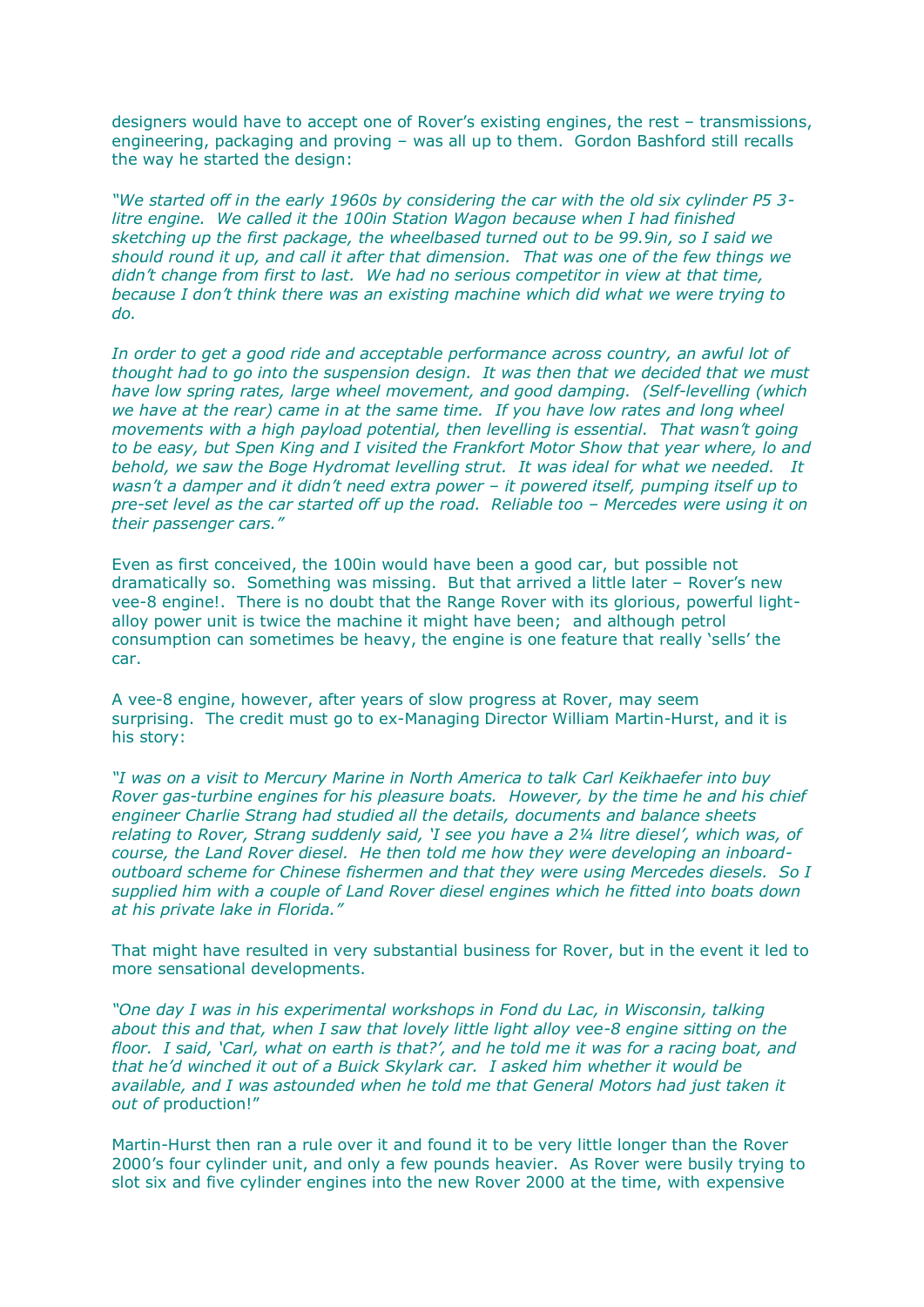designers would have to accept one of Rover's existing engines, the rest – transmissions, engineering, packaging and proving – was all up to them. Gordon Bashford still recalls the way he started the design:

*"We started off in the early 1960s by considering the car with the old six cylinder P5 3-litre engine. We called it the 100in Station Wagon because when I had finished sketching up the first package, the wheelbased turned out to be 99.9in, so I said we should round it up, and call it after that dimension. That was one of the few things we didn't change from first to last. We had no serious competitor in view at that time, because I don't think there was an existing machine which did what we were trying to do.*

*In order to get a good ride and acceptable performance across country, an awful lot of thought had to go into the suspension design. It was then that we decided that we must have low spring rates, large wheel movement, and good damping. (Self-levelling (which we have at the rear) came in at the same time. If you have low rates and long wheel movements with a high payload potential, then levelling is essential. That wasn't going to be easy, but Spen King and I visited the Frankfort Motor Show that year where, lo and behold, we saw the Boge Hydromat levelling strut. It was ideal for what we needed. It wasn't a damper and it didn't need extra power – it powered itself, pumping itself up to pre-set level as the car started off up the road. Reliable too – Mercedes were using it on their passenger cars."*

Even as first conceived, the 100in would have been a good car, but possible not dramatically so. Something was missing. But that arrived a little later – Rover's new vee-8 engine!. There is no doubt that the Range Rover with its glorious, powerful light-alloy power unit is twice the machine it might have been; and although petrol consumption can sometimes be heavy, the engine is one feature that really 'sells' the car.

A vee-8 engine, however, after years of slow progress at Rover, may seem surprising. The credit must go to ex-Managing Director William Martin-Hurst, and it is his story:

*"I was on a visit to Mercury Marine in North America to talk Carl Keikhaefer into buy Rover gas-turbine engines for his pleasure boats. However, by the time he and his chief engineer Charlie Strang had studied all the details, documents and balance sheets relating to Rover, Strang suddenly said, 'I see you have a 2¼ litre diesel', which was, of course, the Land Rover diesel. He then told me how they were developing an inboard-outboard scheme for Chinese fishermen and that they were using Mercedes diesels. So I supplied him with a couple of Land Rover diesel engines which he fitted into boats down at his private lake in Florida."*

That might have resulted in very substantial business for Rover, but in the event it led to more sensational developments.

*"One day I was in his experimental workshops in Fond du Lac, in Wisconsin, talking about this and that, when I saw that lovely little light alloy vee-8 engine sitting on the floor. I said, 'Carl, what on earth is that?', and he told me it was for a racing boat, and that he'd winched it out of a Buick Skylark car. I asked him whether it would be available, and I was astounded when he told me that General Motors had just taken it out of* production!"

Martin-Hurst then ran a rule over it and found it to be very little longer than the Rover 2000's four cylinder unit, and only a few pounds heavier. As Rover were busily trying to slot six and five cylinder engines into the new Rover 2000 at the time, with expensive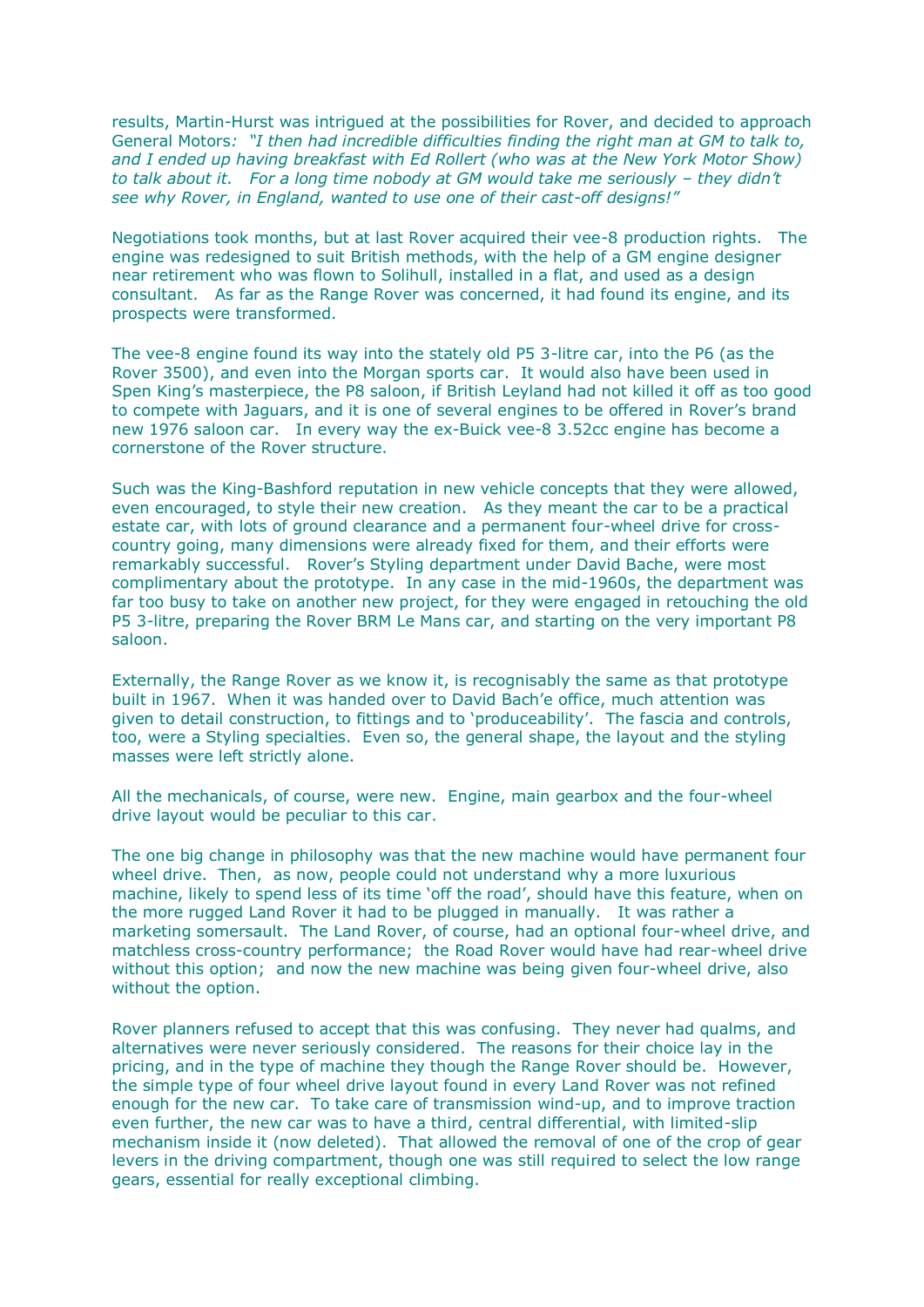results, Martin-Hurst was intrigued at the possibilities for Rover, and decided to approach General Motors*: "I then had incredible difficulties finding the right man at GM to talk to, and I ended up having breakfast with Ed Rollert (who was at the New York Motor Show) to talk about it. For a long time nobody at GM would take me seriously – they didn't see why Rover, in England, wanted to use one of their cast-off designs!"*

Negotiations took months, but at last Rover acquired their vee-8 production rights. The engine was redesigned to suit British methods, with the help of a GM engine designer near retirement who was flown to Solihull, installed in a flat, and used as a design consultant. As far as the Range Rover was concerned, it had found its engine, and its prospects were transformed.

The vee-8 engine found its way into the stately old P5 3-litre car, into the P6 (as the Rover 3500), and even into the Morgan sports car. It would also have been used in Spen King's masterpiece, the P8 saloon, if British Leyland had not killed it off as too good to compete with Jaguars, and it is one of several engines to be offered in Rover's brand new 1976 saloon car. In every way the ex-Buick vee-8 3.52cc engine has become a cornerstone of the Rover structure.

Such was the King-Bashford reputation in new vehicle concepts that they were allowed, even encouraged, to style their new creation. As they meant the car to be a practical estate car, with lots of ground clearance and a permanent four-wheel drive for cross-country going, many dimensions were already fixed for them, and their efforts were remarkably successful. Rover's Styling department under David Bache, were most complimentary about the prototype. In any case in the mid-1960s, the department was far too busy to take on another new project, for they were engaged in retouching the old P5 3-litre, preparing the Rover BRM Le Mans car, and starting on the very important P8 saloon.

Externally, the Range Rover as we know it, is recognisably the same as that prototype built in 1967. When it was handed over to David Bach'e office, much attention was given to detail construction, to fittings and to 'produceability'. The fascia and controls, too, were a Styling specialties. Even so, the general shape, the layout and the styling masses were left strictly alone.

All the mechanicals, of course, were new. Engine, main gearbox and the four-wheel drive layout would be peculiar to this car.

The one big change in philosophy was that the new machine would have permanent four wheel drive. Then, as now, people could not understand why a more luxurious machine, likely to spend less of its time 'off the road', should have this feature, when on the more rugged Land Rover it had to be plugged in manually. It was rather a marketing somersault. The Land Rover, of course, had an optional four-wheel drive, and matchless cross-country performance; the Road Rover would have had rear-wheel drive without this option; and now the new machine was being given four-wheel drive, also without the option.

Rover planners refused to accept that this was confusing. They never had qualms, and alternatives were never seriously considered. The reasons for their choice lay in the pricing, and in the type of machine they though the Range Rover should be. However, the simple type of four wheel drive layout found in every Land Rover was not refined enough for the new car. To take care of transmission wind-up, and to improve traction even further, the new car was to have a third, central differential, with limited-slip mechanism inside it (now deleted). That allowed the removal of one of the crop of gear levers in the driving compartment, though one was still required to select the low range gears, essential for really exceptional climbing.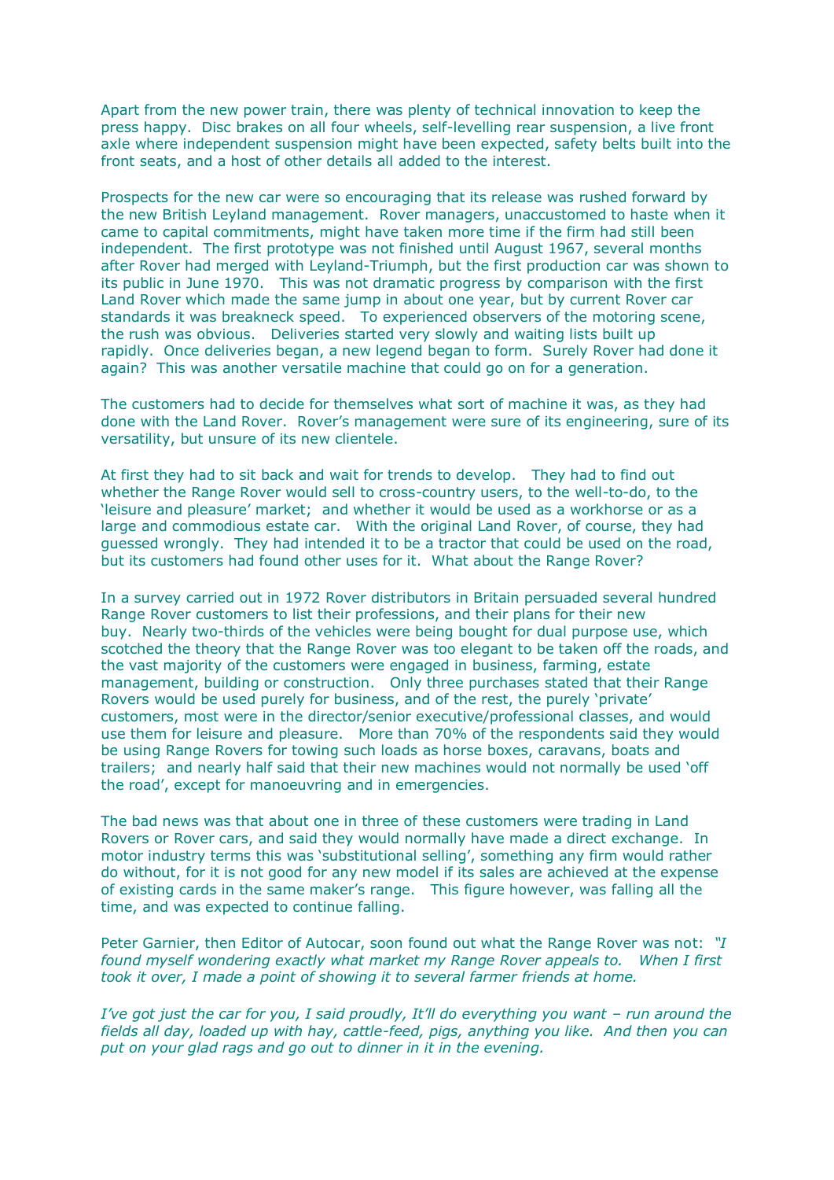Apart from the new power train, there was plenty of technical innovation to keep the press happy. Disc brakes on all four wheels, self-levelling rear suspension, a live front axle where independent suspension might have been expected, safety belts built into the front seats, and a host of other details all added to the interest.

Prospects for the new car were so encouraging that its release was rushed forward by the new British Leyland management. Rover managers, unaccustomed to haste when it came to capital commitments, might have taken more time if the firm had still been independent. The first prototype was not finished until August 1967, several months after Rover had merged with Leyland-Triumph, but the first production car was shown to its public in June 1970. This was not dramatic progress by comparison with the first Land Rover which made the same jump in about one year, but by current Rover car standards it was breakneck speed. To experienced observers of the motoring scene, the rush was obvious. Deliveries started very slowly and waiting lists built up rapidly. Once deliveries began, a new legend began to form. Surely Rover had done it again? This was another versatile machine that could go on for a generation.

The customers had to decide for themselves what sort of machine it was, as they had done with the Land Rover. Rover's management were sure of its engineering, sure of its versatility, but unsure of its new clientele.

At first they had to sit back and wait for trends to develop. They had to find out whether the Range Rover would sell to cross-country users, to the well-to-do, to the 'leisure and pleasure' market; and whether it would be used as a workhorse or as a large and commodious estate car. With the original Land Rover, of course, they had guessed wrongly. They had intended it to be a tractor that could be used on the road, but its customers had found other uses for it. What about the Range Rover?

In a survey carried out in 1972 Rover distributors in Britain persuaded several hundred Range Rover customers to list their professions, and their plans for their new buy. Nearly two-thirds of the vehicles were being bought for dual purpose use, which scotched the theory that the Range Rover was too elegant to be taken off the roads, and the vast majority of the customers were engaged in business, farming, estate management, building or construction. Only three purchases stated that their Range Rovers would be used purely for business, and of the rest, the purely 'private' customers, most were in the director/senior executive/professional classes, and would use them for leisure and pleasure. More than 70% of the respondents said they would be using Range Rovers for towing such loads as horse boxes, caravans, boats and trailers; and nearly half said that their new machines would not normally be used 'off the road', except for manoeuvring and in emergencies.

The bad news was that about one in three of these customers were trading in Land Rovers or Rover cars, and said they would normally have made a direct exchange. In motor industry terms this was 'substitutional selling', something any firm would rather do without, for it is not good for any new model if its sales are achieved at the expense of existing cards in the same maker's range. This figure however, was falling all the time, and was expected to continue falling.

Peter Garnier, then Editor of Autocar, soon found out what the Range Rover was not: *"I found myself wondering exactly what market my Range Rover appeals to. When I first took it over, I made a point of showing it to several farmer friends at home.*

*I've got just the car for you, I said proudly, It'll do everything you want – run around the fields all day, loaded up with hay, cattle-feed, pigs, anything you like. And then you can put on your glad rags and go out to dinner in it in the evening.*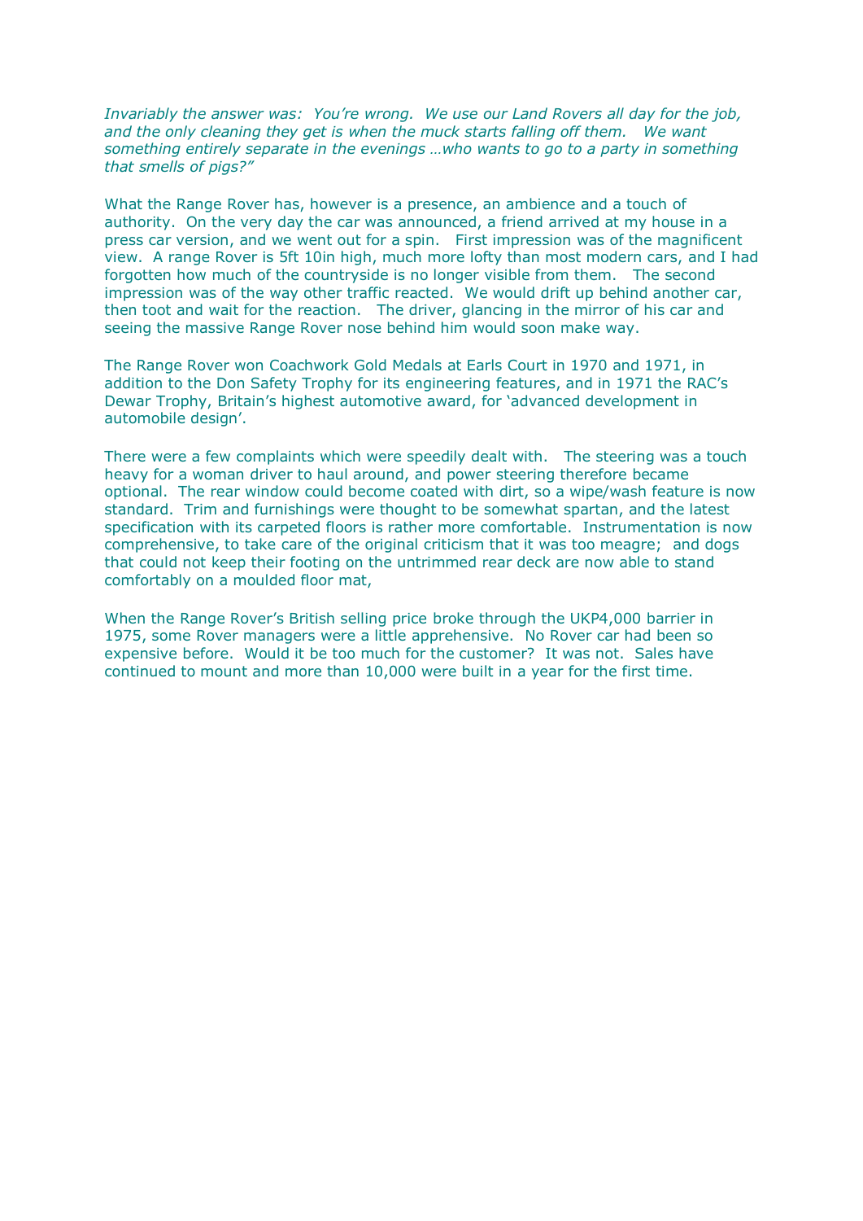*Invariably the answer was: You're wrong. We use our Land Rovers all day for the job, and the only cleaning they get is when the muck starts falling off them. We want something entirely separate in the evenings …who wants to go to a party in something that smells of pigs?"*

What the Range Rover has, however is a presence, an ambience and a touch of authority. On the very day the car was announced, a friend arrived at my house in a press car version, and we went out for a spin. First impression was of the magnificent view. A range Rover is 5ft 10in high, much more lofty than most modern cars, and I had forgotten how much of the countryside is no longer visible from them. The second impression was of the way other traffic reacted. We would drift up behind another car, then toot and wait for the reaction. The driver, glancing in the mirror of his car and seeing the massive Range Rover nose behind him would soon make way.

The Range Rover won Coachwork Gold Medals at Earls Court in 1970 and 1971, in addition to the Don Safety Trophy for its engineering features, and in 1971 the RAC's Dewar Trophy, Britain's highest automotive award, for 'advanced development in automobile design'.

There were a few complaints which were speedily dealt with. The steering was a touch heavy for a woman driver to haul around, and power steering therefore became optional. The rear window could become coated with dirt, so a wipe/wash feature is now standard. Trim and furnishings were thought to be somewhat spartan, and the latest specification with its carpeted floors is rather more comfortable. Instrumentation is now comprehensive, to take care of the original criticism that it was too meagre; and dogs that could not keep their footing on the untrimmed rear deck are now able to stand comfortably on a moulded floor mat,

When the Range Rover's British selling price broke through the UKP4,000 barrier in 1975, some Rover managers were a little apprehensive. No Rover car had been so expensive before. Would it be too much for the customer? It was not. Sales have continued to mount and more than 10,000 were built in a year for the first time.